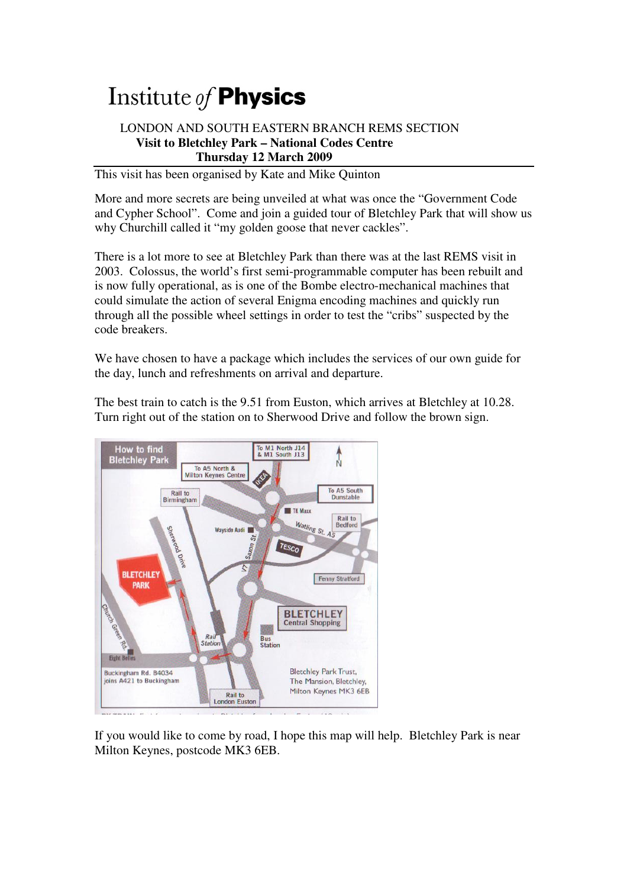# Institute *of* **Physics**

LONDON AND SOUTH EASTERN BRANCH REMS SECTION

**Visit to Bletchley Park – National Codes Centre**

**Thursday 12 March 2009**

---

This visit has been organised by Kate and Mike Quinton

More and more secrets are being unveiled at what was once the "Government Code and Cypher School". Come and join a guided tour of Bletchley Park that will show us why Churchill called it "my golden goose that never cackles".

There is a lot more to see at Bletchley Park than there was at the last REMS visit in 2003. Colossus, the world's first semi-programmable computer has been rebuilt and is now fully operational, as is one of the Bombe electro-mechanical machines that could simulate the action of several Enigma encoding machines and quickly run through all the possible wheel settings in order to test the "cribs" suspected by the code breakers.

We have chosen to have a package which includes the services of our own guide for the day, lunch and refreshments on arrival and departure.

The best train to catch is the 9.51 from Euston, which arrives at Bletchley at 10.28. Turn right out of the station on to Sherwood Drive and follow the brown sign.

How to find Bletchley Park

To M1 North J14 & M1 South J13 · To A5 North & Milton Keynes Centre · To A5 South Dunstable · Rail to Birmingham · Rail to Bedford · Rail to London Euston · IKEA · TK Maxx · Wayside Audi · TESCO · Watling St. A5 · Saxon St. · V7 · Sherwood Drive · Church Green Rd. · Fenny Stratford · BLETCHLEY PARK · BLETCHLEY Central Shopping · Rail Station · Bus Station · Eight Belles · Buckingham Rd. B4034 joins A421 to Buckingham · N

Bletchley Park Trust, The Mansion, Bletchley, Milton Keynes MK3 6EB

If you would like to come by road, I hope this map will help. Bletchley Park is near Milton Keynes, postcode MK3 6EB.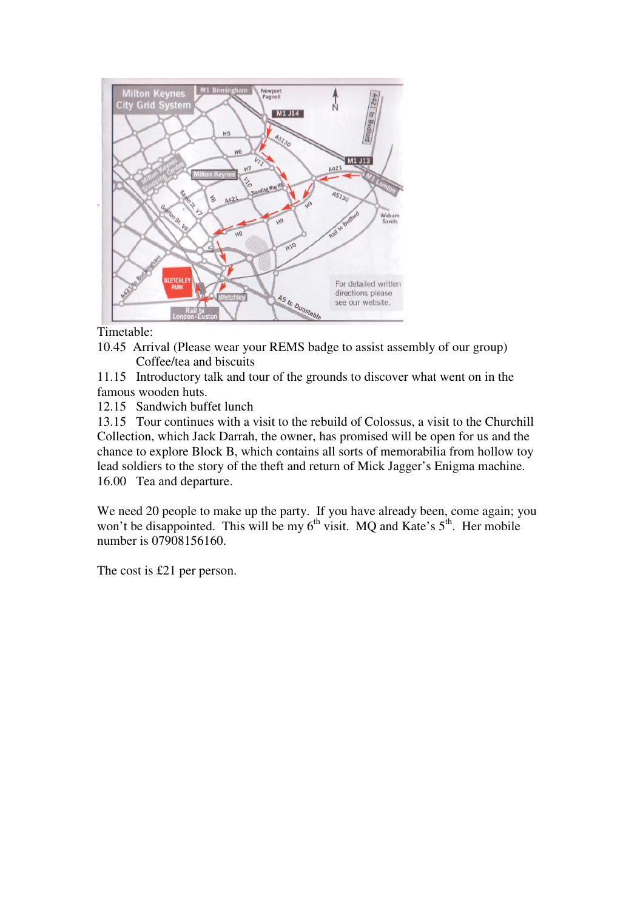Timetable:

10.45 Arrival (Please wear your REMS badge to assist assembly of our group)
Coffee/tea and biscuits

11.15 Introductory talk and tour of the grounds to discover what went on in the famous wooden huts.

12.15 Sandwich buffet lunch

13.15 Tour continues with a visit to the rebuild of Colossus, a visit to the Churchill Collection, which Jack Darrah, the owner, has promised will be open for us and the chance to explore Block B, which contains all sorts of memorabilia from hollow toy lead soldiers to the story of the theft and return of Mick Jagger's Enigma machine.

16.00 Tea and departure.

We need 20 people to make up the party. If you have already been, come again; you won't be disappointed. This will be my 6th visit. MQ and Kate's 5th. Her mobile number is 07908156160.

The cost is £21 per person.